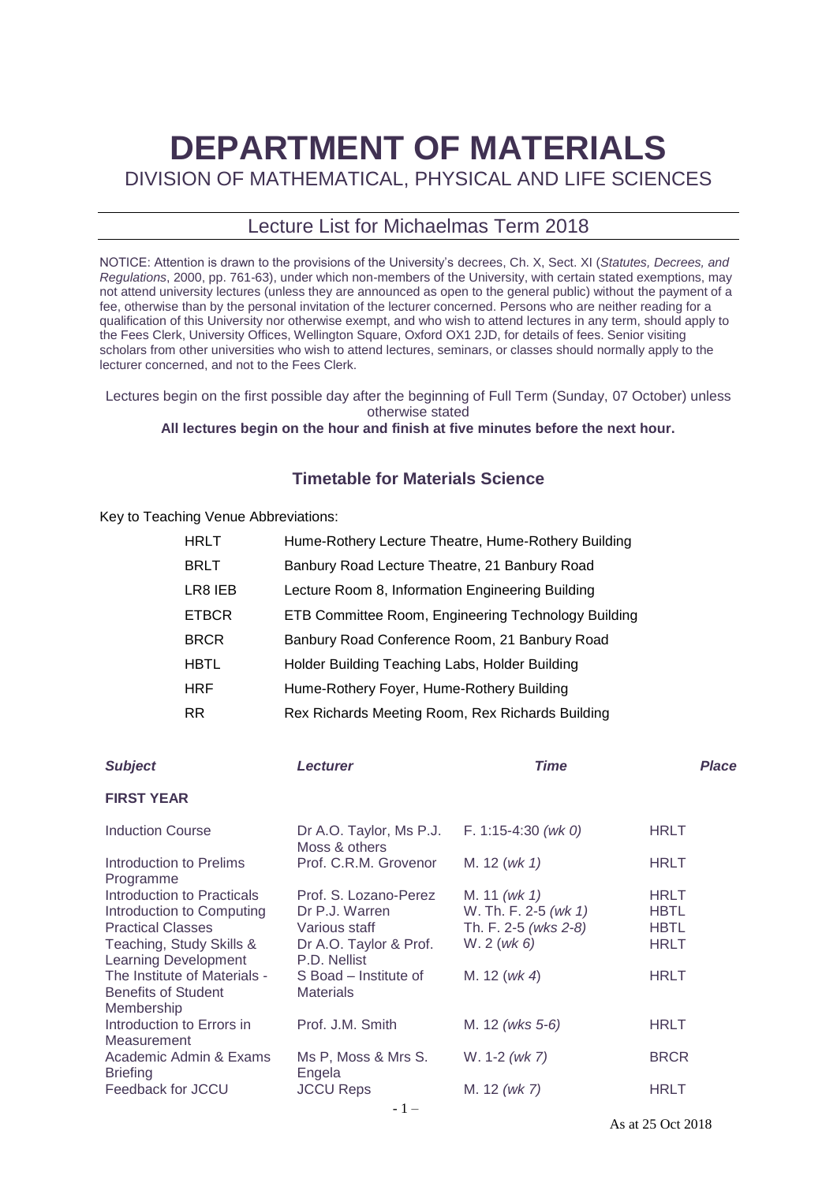# DEPARTMENT OF MATERIALS

DIVISION OF MATHEMATICAL, PHYSICAL AND LIFE SCIENCES

## Lecture List for Michaelmas Term 2018

NOTICE: Attention is drawn to the provisions of the University's decrees, Ch. X, Sect. XI (*Statutes, Decrees, and Regulations*, 2000, pp. 761-63), under which non-members of the University, with certain stated exemptions, may not attend university lectures (unless they are announced as open to the general public) without the payment of a fee, otherwise than by the personal invitation of the lecturer concerned. Persons who are neither reading for a qualification of this University nor otherwise exempt, and who wish to attend lectures in any term, should apply to the Fees Clerk, University Offices, Wellington Square, Oxford OX1 2JD, for details of fees. Senior visiting scholars from other universities who wish to attend lectures, seminars, or classes should normally apply to the lecturer concerned, and not to the Fees Clerk.

Lectures begin on the first possible day after the beginning of Full Term (Sunday, 07 October) unless otherwise stated

**All lectures begin on the hour and finish at five minutes before the next hour.**

### Timetable for Materials Science

Key to Teaching Venue Abbreviations:

| | |
|---|---|
| HRLT | Hume-Rothery Lecture Theatre, Hume-Rothery Building |
| BRLT | Banbury Road Lecture Theatre, 21 Banbury Road |
| LR8 IEB | Lecture Room 8, Information Engineering Building |
| ETBCR | ETB Committee Room, Engineering Technology Building |
| BRCR | Banbury Road Conference Room, 21 Banbury Road |
| HBTL | Holder Building Teaching Labs, Holder Building |
| HRF | Hume-Rothery Foyer, Hume-Rothery Building |
| RR | Rex Richards Meeting Room, Rex Richards Building |

| ***Subject*** | ***Lecturer*** | ***Time*** | ***Place*** |
|---|---|---|---|
| **FIRST YEAR** | | | |
| Induction Course | Dr A.O. Taylor, Ms P.J. Moss & others | F. 1:15-4:30 *(wk 0)* | HRLT |
| Introduction to Prelims Programme | Prof. C.R.M. Grovenor | M. 12 (*wk 1)* | HRLT |
| Introduction to Practicals | Prof. S. Lozano-Perez | M. 11 *(wk 1)* | HRLT |
| Introduction to Computing | Dr P.J. Warren | W. Th. F. 2-5 *(wk 1)* | HBTL |
| Practical Classes | Various staff | Th. F. 2-5 *(wks 2-8)* | HBTL |
| Teaching, Study Skills & Learning Development | Dr A.O. Taylor & Prof. P.D. Nellist | W. 2 (*wk 6)* | HRLT |
| The Institute of Materials - Benefits of Student Membership | S Boad – Institute of Materials | M. 12 (*wk 4*) | HRLT |
| Introduction to Errors in Measurement | Prof. J.M. Smith | M. 12 *(wks 5-6)* | HRLT |
| Academic Admin & Exams Briefing | Ms P, Moss & Mrs S. Engela | W. 1-2 *(wk 7)* | BRCR |
| Feedback for JCCU | JCCU Reps | M. 12 *(wk 7)* | HRLT |

As at 25 Oct 2018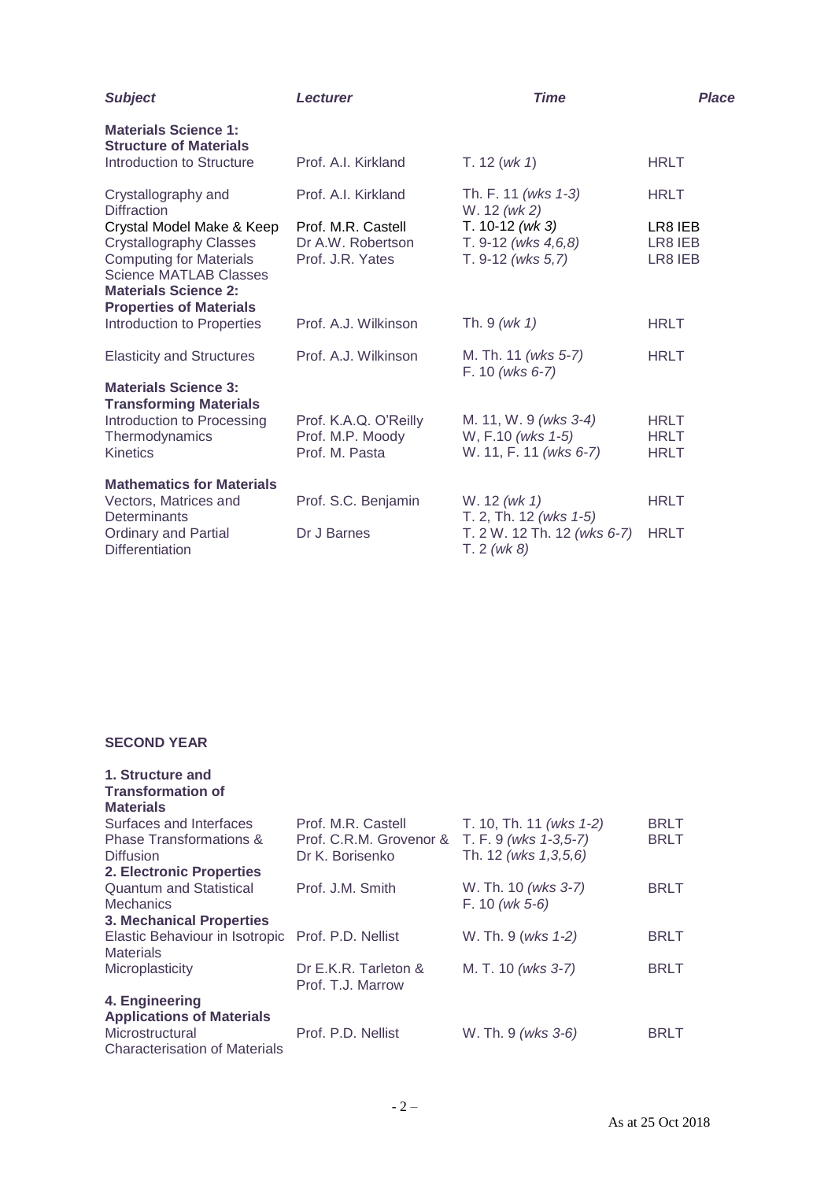| *Subject* | *Lecturer* | *Time* | *Place* |
|---|---|---|---|
| **Materials Science 1: Structure of Materials** | | | |
| Introduction to Structure | Prof. A.I. Kirkland | T. 12 (*wk 1*) | HRLT |
| Crystallography and Diffraction | Prof. A.I. Kirkland | Th. F. 11 *(wks 1-3)* W. 12 *(wk 2)* | HRLT |
| Crystal Model Make & Keep | Prof. M.R. Castell | T. 10-12 *(wk 3)* | LR8 IEB |
| Crystallography Classes | Dr A.W. Robertson | T. 9-12 *(wks 4,6,8)* | LR8 IEB |
| Computing for Materials Science MATLAB Classes | Prof. J.R. Yates | T. 9-12 *(wks 5,7)* | LR8 IEB |
| **Materials Science 2: Properties of Materials** | | | |
| Introduction to Properties | Prof. A.J. Wilkinson | Th. 9 *(wk 1)* | HRLT |
| Elasticity and Structures | Prof. A.J. Wilkinson | M. Th. 11 *(wks 5-7)* F. 10 *(wks 6-7)* | HRLT |
| **Materials Science 3: Transforming Materials** | | | |
| Introduction to Processing | Prof. K.A.Q. O'Reilly | M. 11, W. 9 *(wks 3-4)* | HRLT |
| Thermodynamics | Prof. M.P. Moody | W, F.10 *(wks 1-5)* | HRLT |
| Kinetics | Prof. M. Pasta | W. 11, F. 11 *(wks 6-7)* | HRLT |
| **Mathematics for Materials** | | | |
| Vectors, Matrices and Determinants | Prof. S.C. Benjamin | W. 12 *(wk 1)* T. 2, Th. 12 *(wks 1-5)* | HRLT |
| Ordinary and Partial Differentiation | Dr J Barnes | T. 2 W. 12 Th. 12 *(wks 6-7)* T. 2 *(wk 8)* | HRLT |

## SECOND YEAR

| | | | |
|---|---|---|---|
| **1. Structure and Transformation of Materials** | | | |
| Surfaces and Interfaces | Prof. M.R. Castell | T. 10, Th. 11 *(wks 1-2)* | BRLT |
| Phase Transformations & Diffusion | Prof. C.R.M. Grovenor & Dr K. Borisenko | T. F. 9 *(wks 1-3,5-7)* Th. 12 *(wks 1,3,5,6)* | BRLT |
| **2. Electronic Properties** | | | |
| Quantum and Statistical Mechanics | Prof. J.M. Smith | W. Th. 10 *(wks 3-7)* F. 10 *(wk 5-6)* | BRLT |
| **3. Mechanical Properties** | | | |
| Elastic Behaviour in Isotropic Materials | Prof. P.D. Nellist | W. Th. 9 (*wks 1-2)* | BRLT |
| Microplasticity | Dr E.K.R. Tarleton & Prof. T.J. Marrow | M. T. 10 *(wks 3-7)* | BRLT |
| **4. Engineering Applications of Materials** | | | |
| Microstructural Characterisation of Materials | Prof. P.D. Nellist | W. Th. 9 *(wks 3-6)* | BRLT |

As at 25 Oct 2018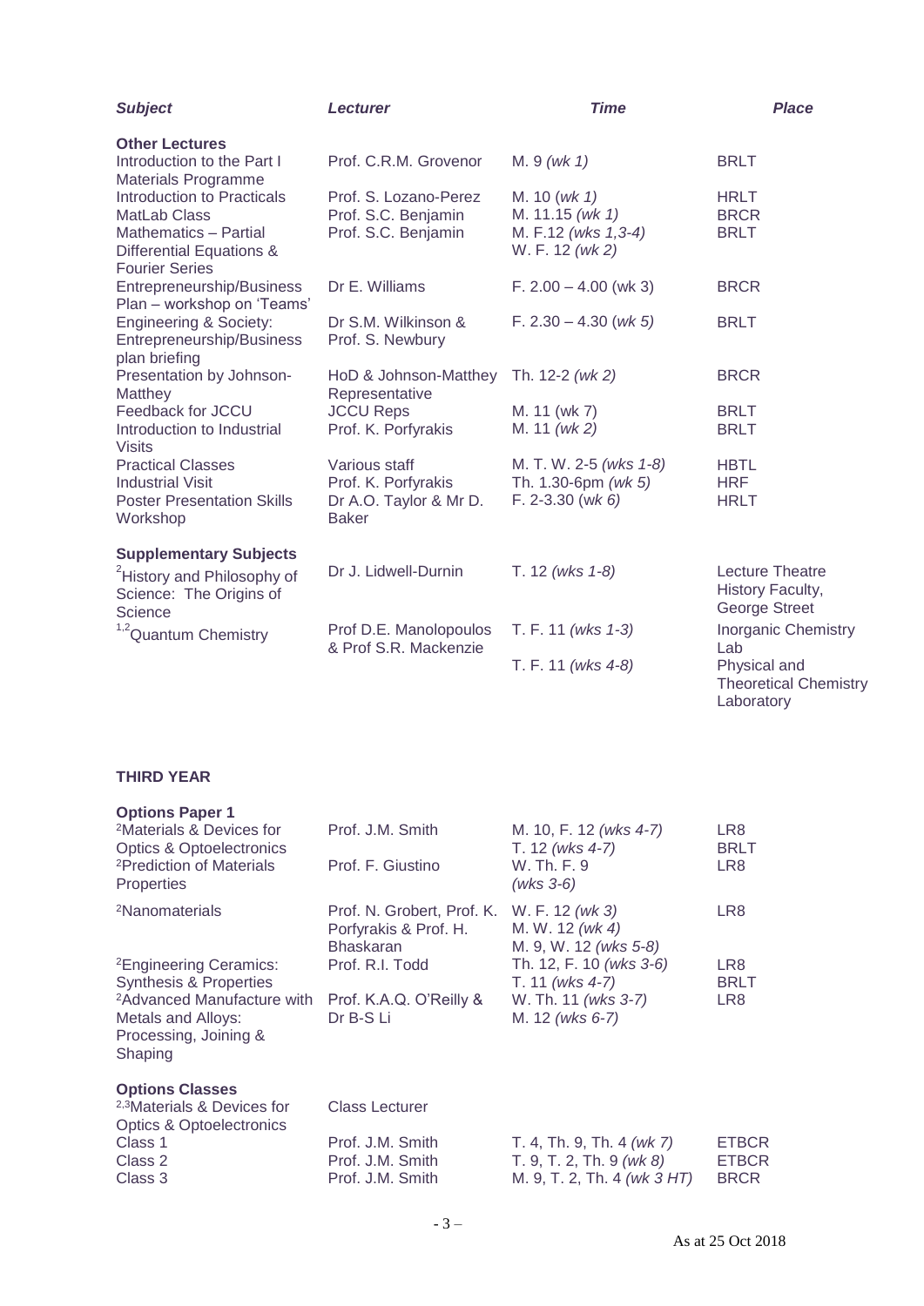| *Subject* | *Lecturer* | *Time* | *Place* |
|---|---|---|---|
| **Other Lectures** | | | |
| Introduction to the Part I Materials Programme | Prof. C.R.M. Grovenor | M. 9 *(wk 1)* | BRLT |
| Introduction to Practicals | Prof. S. Lozano-Perez | M. 10 *(wk 1)* | HRLT |
| MatLab Class | Prof. S.C. Benjamin | M. 11.15 *(wk 1)* | BRCR |
| Mathematics – Partial Differential Equations & Fourier Series | Prof. S.C. Benjamin | M. F.12 *(wks 1,3-4)* W. F. 12 *(wk 2)* | BRLT |
| Entrepreneurship/Business Plan – workshop on 'Teams' | Dr E. Williams | F. 2.00 – 4.00 (wk 3) | BRCR |
| Engineering & Society: Entrepreneurship/Business plan briefing | Dr S.M. Wilkinson & Prof. S. Newbury | F. 2.30 – 4.30 *(wk 5)* | BRLT |
| Presentation by Johnson-Matthey | HoD & Johnson-Matthey Representative | Th. 12-2 *(wk 2)* | BRCR |
| Feedback for JCCU | JCCU Reps | M. 11 (wk 7) | BRLT |
| Introduction to Industrial Visits | Prof. K. Porfyrakis | M. 11 *(wk 2)* | BRLT |
| Practical Classes | Various staff | M. T. W. 2-5 *(wks 1-8)* | HBTL |
| Industrial Visit | Prof. K. Porfyrakis | Th. 1.30-6pm *(wk 5)* | HRF |
| Poster Presentation Skills Workshop | Dr A.O. Taylor & Mr D. Baker | F. 2-3.30 (wk *6)* | HRLT |
| **Supplementary Subjects** | | | |
| [2]History and Philosophy of Science: The Origins of Science | Dr J. Lidwell-Durnin | T. 12 *(wks 1-8)* | Lecture Theatre History Faculty, George Street |
| [1,2]Quantum Chemistry | Prof D.E. Manolopoulos & Prof S.R. Mackenzie | T. F. 11 *(wks 1-3)* | Inorganic Chemistry Lab |
| | | T. F. 11 *(wks 4-8)* | Physical and Theoretical Chemistry Laboratory |

**THIRD YEAR**

| | | | |
|---|---|---|---|
| **Options Paper 1** | | | |
| [2]Materials & Devices for Optics & Optoelectronics | Prof. J.M. Smith | M. 10, F. 12 *(wks 4-7)* T. 12 *(wks 4-7)* | LR8 BRLT |
| [2]Prediction of Materials Properties | Prof. F. Giustino | W. Th. F. 9 *(wks 3-6)* | LR8 |
| [2]Nanomaterials | Prof. N. Grobert, Prof. K. Porfyrakis & Prof. H. Bhaskaran | W. F. 12 *(wk 3)* M. W. 12 *(wk 4)* M. 9, W. 12 *(wks 5-8)* | LR8 |
| [2]Engineering Ceramics: Synthesis & Properties | Prof. R.I. Todd | Th. 12, F. 10 *(wks 3-6)* T. 11 *(wks 4-7)* | LR8 BRLT |
| [2]Advanced Manufacture with Metals and Alloys: Processing, Joining & Shaping | Prof. K.A.Q. O'Reilly & Dr B-S Li | W. Th. 11 *(wks 3-7)* M. 12 *(wks 6-7)* | LR8 |
| **Options Classes** | | | |
| [2,3]Materials & Devices for Optics & Optoelectronics | Class Lecturer | | |
| Class 1 | Prof. J.M. Smith | T. 4, Th. 9, Th. 4 *(wk 7)* | ETBCR |
| Class 2 | Prof. J.M. Smith | T. 9, T. 2, Th. 9 *(wk 8)* | ETBCR |
| Class 3 | Prof. J.M. Smith | M. 9, T. 2, Th. 4 *(wk 3 HT)* | BRCR |

As at 25 Oct 2018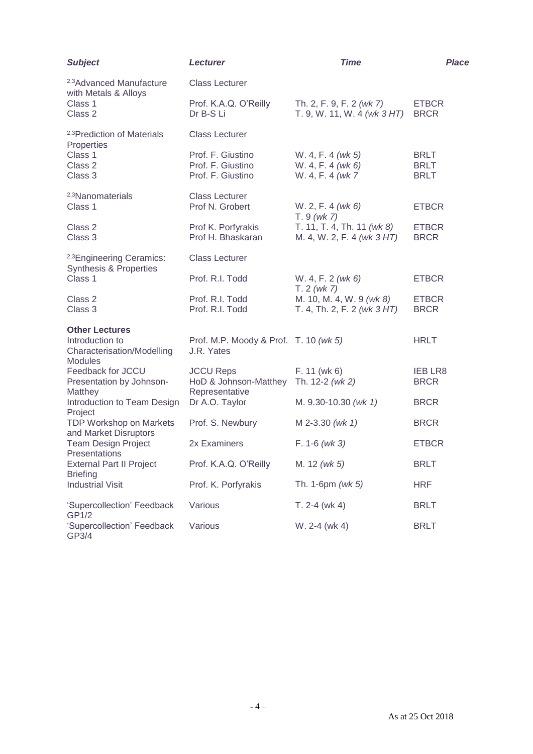| *Subject* | *Lecturer* | *Time* | *Place* |
| --- | --- | --- | --- |
| [2,3]Advanced Manufacture with Metals & Alloys | Class Lecturer | | |
| Class 1 | Prof. K.A.Q. O'Reilly | Th. 2, F. 9, F. 2 *(wk 7)* | ETBCR |
| Class 2 | Dr B-S Li | T. 9, W. 11, W. 4 *(wk 3 HT)* | BRCR |
| [2,3]Prediction of Materials Properties | Class Lecturer | | |
| Class 1 | Prof. F. Giustino | W. 4, F. 4 *(wk 5)* | BRLT |
| Class 2 | Prof. F. Giustino | W. 4, F. 4 *(wk 6)* | BRLT |
| Class 3 | Prof. F. Giustino | W. 4, F. 4 *(wk 7* | BRLT |
| [2,3]Nanomaterials | Class Lecturer | | |
| Class 1 | Prof N. Grobert | W. 2, F. 4 *(wk 6)* T. 9 *(wk 7)* | ETBCR |
| Class 2 | Prof K. Porfyrakis | T. 11, T. 4, Th. 11 *(wk 8)* | ETBCR |
| Class 3 | Prof H. Bhaskaran | M. 4, W. 2, F. 4 *(wk 3 HT)* | BRCR |
| [2,3]Engineering Ceramics: Synthesis & Properties | Class Lecturer | | |
| Class 1 | Prof. R.I. Todd | W. 4, F. 2 *(wk 6)* T. 2 *(wk 7)* | ETBCR |
| Class 2 | Prof. R.I. Todd | M. 10, M. 4, W. 9 *(wk 8)* | ETBCR |
| Class 3 | Prof. R.I. Todd | T. 4, Th. 2, F. 2 *(wk 3 HT)* | BRCR |
| **Other Lectures** | | | |
| Introduction to Characterisation/Modelling Modules | Prof. M.P. Moody & Prof. J.R. Yates | T. 10 *(wk 5)* | HRLT |
| Feedback for JCCU | JCCU Reps | F. 11 (wk 6) | IEB LR8 |
| Presentation by Johnson-Matthey | HoD & Johnson-Matthey Representative | Th. 12-2 *(wk 2)* | BRCR |
| Introduction to Team Design Project | Dr A.O. Taylor | M. 9.30-10.30 *(wk 1)* | BRCR |
| TDP Workshop on Markets and Market Disruptors | Prof. S. Newbury | M 2-3.30 *(wk 1)* | BRCR |
| Team Design Project Presentations | 2x Examiners | F. 1-6 *(wk 3)* | ETBCR |
| External Part II Project Briefing | Prof. K.A.Q. O'Reilly | M. 12 *(wk 5)* | BRLT |
| Industrial Visit | Prof. K. Porfyrakis | Th. 1-6pm *(wk 5)* | HRF |
| 'Supercollection' Feedback GP1/2 | Various | T. 2-4 (wk 4) | BRLT |
| 'Supercollection' Feedback GP3/4 | Various | W. 2-4 (wk 4) | BRLT |

As at 25 Oct 2018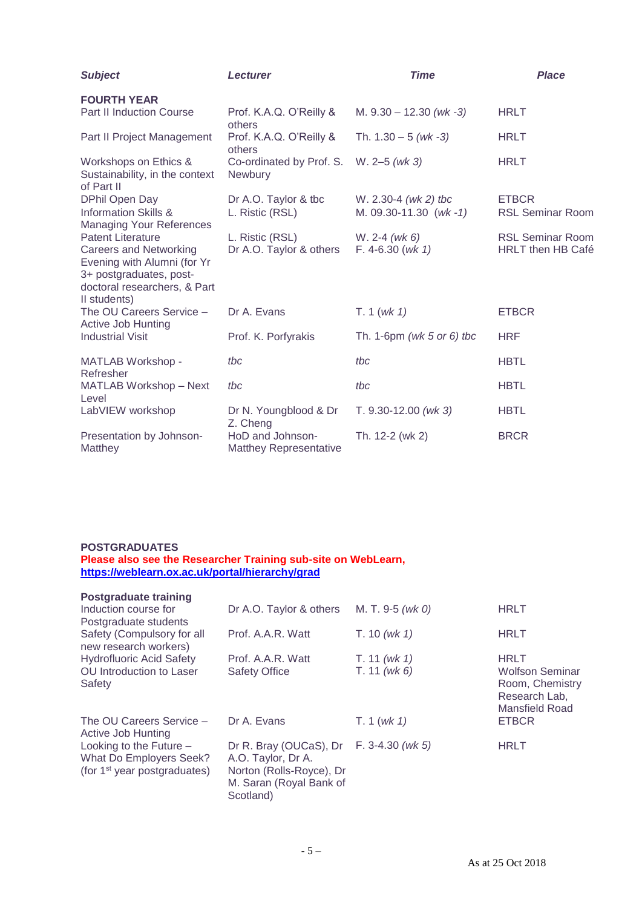| *Subject* | *Lecturer* | *Time* | *Place* |
|---|---|---|---|
| **FOURTH YEAR** | | | |
| Part II Induction Course | Prof. K.A.Q. O'Reilly & others | M. 9.30 – 12.30 *(wk -3)* | HRLT |
| Part II Project Management | Prof. K.A.Q. O'Reilly & others | Th. 1.30 – 5 *(wk -3)* | HRLT |
| Workshops on Ethics & Sustainability, in the context of Part II | Co-ordinated by Prof. S. Newbury | W. 2–5 *(wk 3)* | HRLT |
| DPhil Open Day | Dr A.O. Taylor & tbc | W. 2.30-4 *(wk 2) tbc* | ETBCR |
| Information Skills & Managing Your References | L. Ristic (RSL) | M. 09.30-11.30 *(wk -1)* | RSL Seminar Room |
| Patent Literature | L. Ristic (RSL) | W. 2-4 *(wk 6)* | RSL Seminar Room |
| Careers and Networking Evening with Alumni (for Yr 3+ postgraduates, post-doctoral researchers, & Part II students) | Dr A.O. Taylor & others | F. 4-6.30 *(wk 1)* | HRLT then HB Café |
| The OU Careers Service – Active Job Hunting | Dr A. Evans | T. 1 *(wk 1)* | ETBCR |
| Industrial Visit | Prof. K. Porfyrakis | Th. 1-6pm *(wk 5 or 6) tbc* | HRF |
| MATLAB Workshop - Refresher | *tbc* | *tbc* | HBTL |
| MATLAB Workshop – Next Level | *tbc* | *tbc* | HBTL |
| LabVIEW workshop | Dr N. Youngblood & Dr Z. Cheng | T. 9.30-12.00 *(wk 3)* | HBTL |
| Presentation by Johnson-Matthey | HoD and Johnson-Matthey Representative | Th. 12-2 (wk 2) | BRCR |

**POSTGRADUATES**

**Please also see the Researcher Training sub-site on WebLearn, https://weblearn.ox.ac.uk/portal/hierarchy/grad**

| | | | |
|---|---|---|---|
| **Postgraduate training** | | | |
| Induction course for Postgraduate students | Dr A.O. Taylor & others | M. T. 9-5 *(wk 0)* | HRLT |
| Safety (Compulsory for all new research workers) | Prof. A.A.R. Watt | T. 10 *(wk 1)* | HRLT |
| Hydrofluoric Acid Safety | Prof. A.A.R. Watt | T. 11 *(wk 1)* | HRLT |
| OU Introduction to Laser Safety | Safety Office | T. 11 *(wk 6)* | Wolfson Seminar Room, Chemistry Research Lab, Mansfield Road |
| The OU Careers Service – Active Job Hunting | Dr A. Evans | T. 1 *(wk 1)* | ETBCR |
| Looking to the Future – What Do Employers Seek? (for 1st year postgraduates) | Dr R. Bray (OUCaS), Dr A.O. Taylor, Dr A. Norton (Rolls-Royce), Dr M. Saran (Royal Bank of Scotland) | F. 3-4.30 *(wk 5)* | HRLT |

As at 25 Oct 2018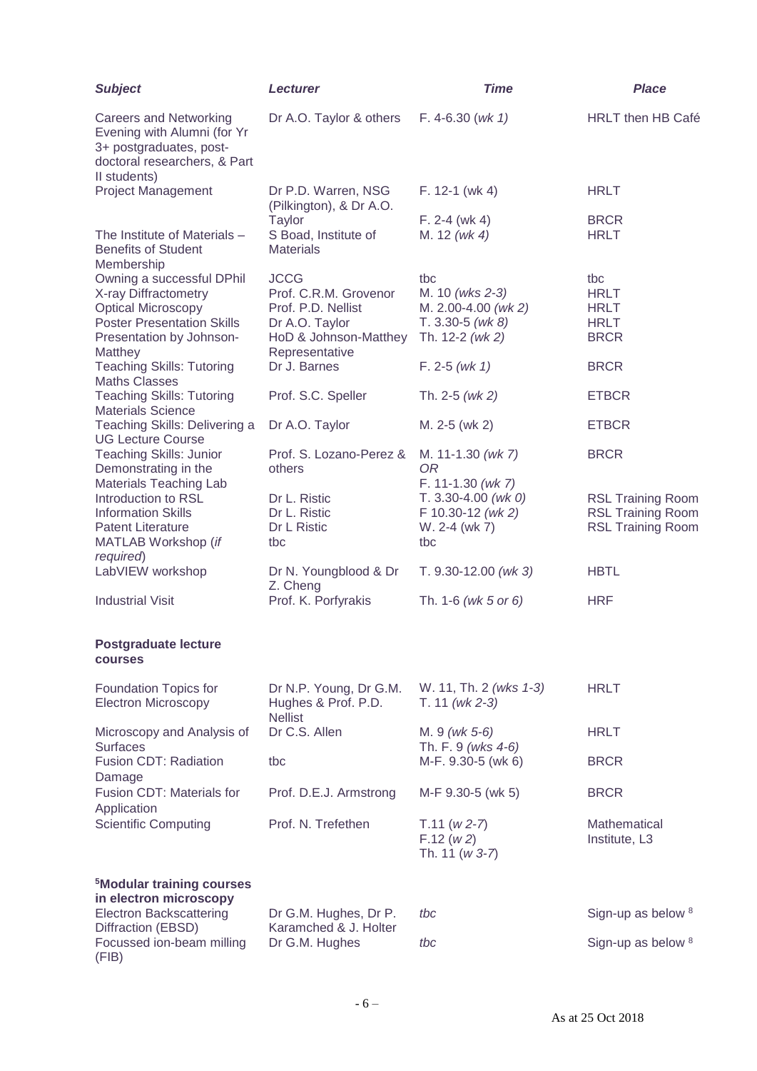| *Subject* | *Lecturer* | *Time* | *Place* |
|---|---|---|---|
| Careers and Networking Evening with Alumni (for Yr 3+ postgraduates, post-doctoral researchers, & Part II students) | Dr A.O. Taylor & others | F. 4-6.30 (*wk 1)* | HRLT then HB Café |
| Project Management | Dr P.D. Warren, NSG (Pilkington), & Dr A.O. Taylor | F. 12-1 (wk 4)<br>F. 2-4 (wk 4) | HRLT<br>BRCR |
| The Institute of Materials – Benefits of Student Membership | S Boad, Institute of Materials | M. 12 *(wk 4)* | HRLT |
| Owning a successful DPhil | JCCG | tbc | tbc |
| X-ray Diffractometry | Prof. C.R.M. Grovenor | M. 10 *(wks 2-3)* | HRLT |
| Optical Microscopy | Prof. P.D. Nellist | M. 2.00-4.00 *(wk 2)* | HRLT |
| Poster Presentation Skills | Dr A.O. Taylor | T. 3.30-5 *(wk 8)* | HRLT |
| Presentation by Johnson-Matthey | HoD & Johnson-Matthey Representative | Th. 12-2 *(wk 2)* | BRCR |
| Teaching Skills: Tutoring Maths Classes | Dr J. Barnes | F. 2-5 *(wk 1)* | BRCR |
| Teaching Skills: Tutoring Materials Science | Prof. S.C. Speller | Th. 2-5 *(wk 2)* | ETBCR |
| Teaching Skills: Delivering a UG Lecture Course | Dr A.O. Taylor | M. 2-5 (wk 2) | ETBCR |
| Teaching Skills: Junior Demonstrating in the Materials Teaching Lab | Prof. S. Lozano-Perez & others | M. 11-1.30 *(wk 7)*<br>*OR*<br>F. 11-1.30 *(wk 7)* | BRCR |
| Introduction to RSL | Dr L. Ristic | T. 3.30-4.00 *(wk 0)* | RSL Training Room |
| Information Skills | Dr L. Ristic | F 10.30-12 *(wk 2)* | RSL Training Room |
| Patent Literature | Dr L Ristic | W. 2-4 (wk 7) | RSL Training Room |
| MATLAB Workshop (*if required*) | tbc | tbc | |
| LabVIEW workshop | Dr N. Youngblood & Dr Z. Cheng | T. 9.30-12.00 *(wk 3)* | HBTL |
| Industrial Visit | Prof. K. Porfyrakis | Th. 1-6 *(wk 5 or 6)* | HRF |
| **Postgraduate lecture courses** | | | |
| Foundation Topics for Electron Microscopy | Dr N.P. Young, Dr G.M. Hughes & Prof. P.D. Nellist | W. 11, Th. 2 *(wks 1-3)*<br>T. 11 *(wk 2-3)* | HRLT |
| Microscopy and Analysis of Surfaces | Dr C.S. Allen | M. 9 *(wk 5-6)*<br>Th. F. 9 *(wks 4-6)* | HRLT |
| Fusion CDT: Radiation Damage | tbc | M-F. 9.30-5 (wk 6) | BRCR |
| Fusion CDT: Materials for Application | Prof. D.E.J. Armstrong | M-F 9.30-5 (wk 5) | BRCR |
| Scientific Computing | Prof. N. Trefethen | T.11 (*w 2-7*)<br>F.12 (*w 2*)<br>Th. 11 (*w 3-7*) | Mathematical Institute, L3 |
| **[5]Modular training courses in electron microscopy** | | | |
| Electron Backscattering Diffraction (EBSD) | Dr G.M. Hughes, Dr P. Karamched & J. Holter | *tbc* | Sign-up as below [8] |
| Focussed ion-beam milling (FIB) | Dr G.M. Hughes | *tbc* | Sign-up as below [8] |

As at 25 Oct 2018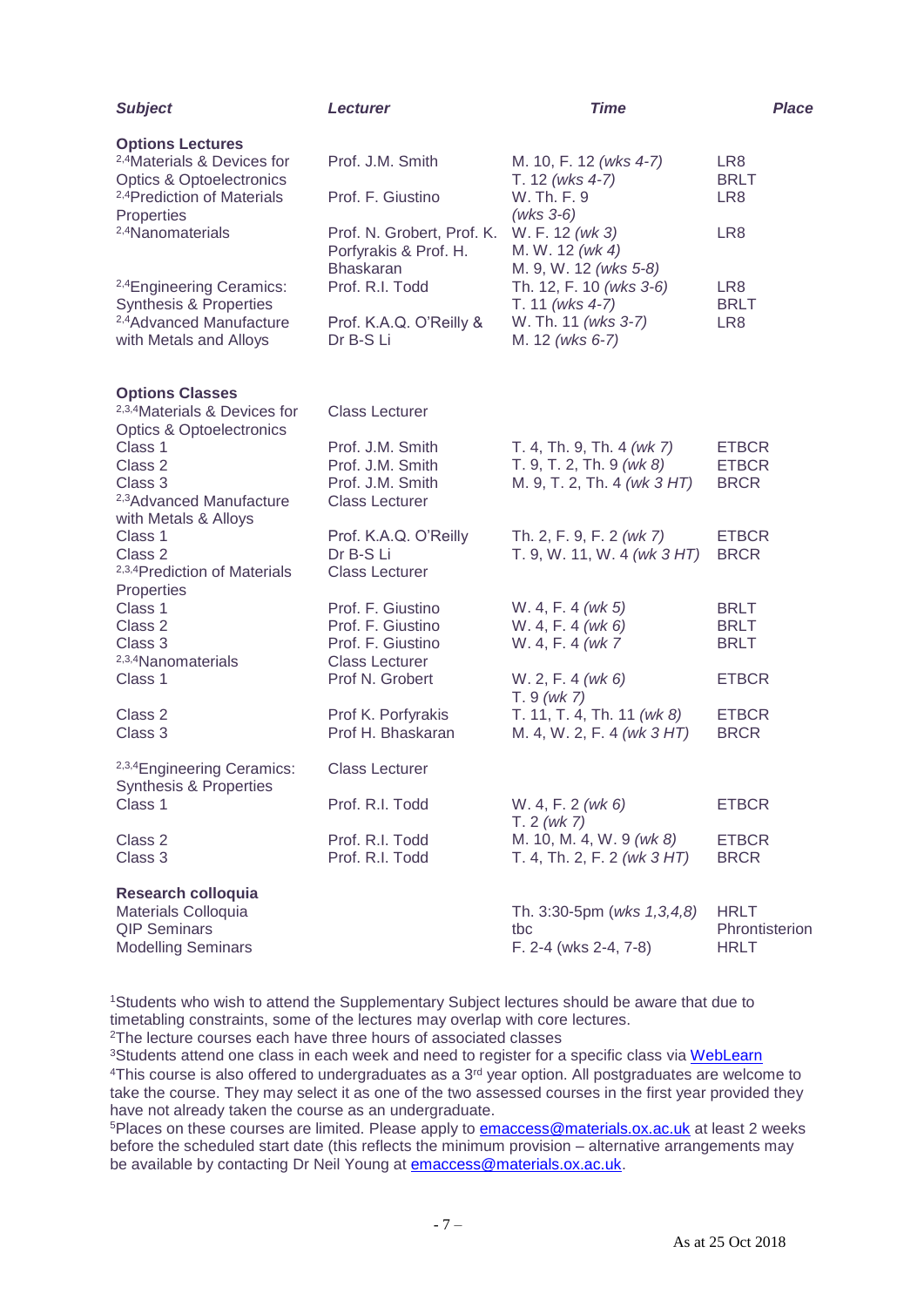| *Subject* | *Lecturer* | *Time* | *Place* |
|---|---|---|---|
| **Options Lectures** | | | |
| [2,4]Materials & Devices for Optics & Optoelectronics | Prof. J.M. Smith | M. 10, F. 12 *(wks 4-7)*<br>T. 12 *(wks 4-7)* | LR8<br>BRLT |
| [2,4]Prediction of Materials Properties | Prof. F. Giustino | W. Th. F. 9 *(wks 3-6)* | LR8 |
| [2,4]Nanomaterials | Prof. N. Grobert, Prof. K. Porfyrakis & Prof. H. Bhaskaran | W. F. 12 *(wk 3)*<br>M. W. 12 *(wk 4)*<br>M. 9, W. 12 *(wks 5-8)* | LR8 |
| [2,4]Engineering Ceramics: Synthesis & Properties | Prof. R.I. Todd | Th. 12, F. 10 *(wks 3-6)*<br>T. 11 *(wks 4-7)* | LR8<br>BRLT |
| [2,4]Advanced Manufacture with Metals and Alloys | Prof. K.A.Q. O'Reilly & Dr B-S Li | W. Th. 11 *(wks 3-7)*<br>M. 12 *(wks 6-7)* | LR8 |
| **Options Classes** | | | |
| [2,3,4]Materials & Devices for Optics & Optoelectronics | Class Lecturer | | |
| Class 1 | Prof. J.M. Smith | T. 4, Th. 9, Th. 4 *(wk 7)* | ETBCR |
| Class 2 | Prof. J.M. Smith | T. 9, T. 2, Th. 9 *(wk 8)* | ETBCR |
| Class 3 | Prof. J.M. Smith | M. 9, T. 2, Th. 4 *(wk 3 HT)* | BRCR |
| [2,3]Advanced Manufacture with Metals & Alloys | Class Lecturer | | |
| Class 1 | Prof. K.A.Q. O'Reilly | Th. 2, F. 9, F. 2 *(wk 7)* | ETBCR |
| Class 2 | Dr B-S Li | T. 9, W. 11, W. 4 *(wk 3 HT)* | BRCR |
| [2,3,4]Prediction of Materials Properties | Class Lecturer | | |
| Class 1 | Prof. F. Giustino | W. 4, F. 4 *(wk 5)* | BRLT |
| Class 2 | Prof. F. Giustino | W. 4, F. 4 *(wk 6)* | BRLT |
| Class 3 | Prof. F. Giustino | W. 4, F. 4 *(wk 7* | BRLT |
| [2,3,4]Nanomaterials | Class Lecturer | | |
| Class 1 | Prof N. Grobert | W. 2, F. 4 *(wk 6)*<br>T. 9 *(wk 7)* | ETBCR |
| Class 2 | Prof K. Porfyrakis | T. 11, T. 4, Th. 11 *(wk 8)* | ETBCR |
| Class 3 | Prof H. Bhaskaran | M. 4, W. 2, F. 4 *(wk 3 HT)* | BRCR |
| [2,3,4]Engineering Ceramics: Synthesis & Properties | Class Lecturer | | |
| Class 1 | Prof. R.I. Todd | W. 4, F. 2 *(wk 6)*<br>T. 2 *(wk 7)* | ETBCR |
| Class 2 | Prof. R.I. Todd | M. 10, M. 4, W. 9 *(wk 8)* | ETBCR |
| Class 3 | Prof. R.I. Todd | T. 4, Th. 2, F. 2 *(wk 3 HT)* | BRCR |
| **Research colloquia** | | | |
| Materials Colloquia | | Th. 3:30-5pm *(wks 1,3,4,8)* | HRLT |
| QIP Seminars | | tbc | Phrontisterion |
| Modelling Seminars | | F. 2-4 (wks 2-4, 7-8) | HRLT |

[1]Students who wish to attend the Supplementary Subject lectures should be aware that due to timetabling constraints, some of the lectures may overlap with core lectures.
[2]The lecture courses each have three hours of associated classes
[3]Students attend one class in each week and need to register for a specific class via WebLearn
[4]This course is also offered to undergraduates as a 3rd year option. All postgraduates are welcome to take the course. They may select it as one of the two assessed courses in the first year provided they have not already taken the course as an undergraduate.
[5]Places on these courses are limited. Please apply to emaccess@materials.ox.ac.uk at least 2 weeks before the scheduled start date (this reflects the minimum provision – alternative arrangements may be available by contacting Dr Neil Young at emaccess@materials.ox.ac.uk.

As at 25 Oct 2018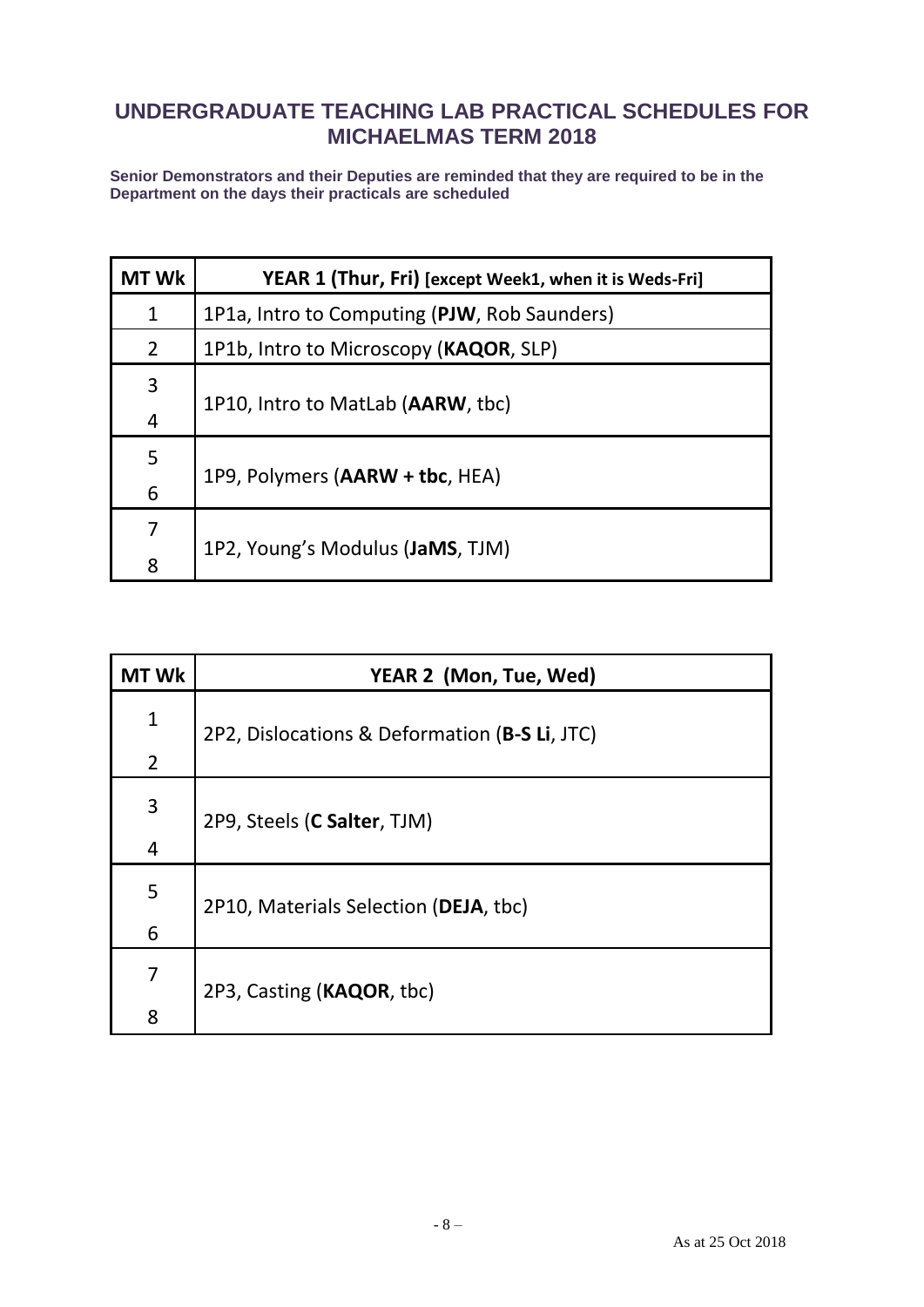## UNDERGRADUATE TEACHING LAB PRACTICAL SCHEDULES FOR MICHAELMAS TERM 2018

**Senior Demonstrators and their Deputies are reminded that they are required to be in the Department on the days their practicals are scheduled**

| MT Wk | YEAR 1 (Thur, Fri) [except Week1, when it is Weds-Fri] |
|---|---|
| 1 | 1P1a, Intro to Computing (**PJW**, Rob Saunders) |
| 2 | 1P1b, Intro to Microscopy (**KAQOR**, SLP) |
| 3<br>4 | 1P10, Intro to MatLab (**AARW**, tbc) |
| 5<br>6 | 1P9, Polymers (**AARW + tbc**, HEA) |
| 7<br>8 | 1P2, Young's Modulus (**JaMS**, TJM) |

| MT Wk | YEAR 2 (Mon, Tue, Wed) |
|---|---|
| 1<br>2 | 2P2, Dislocations & Deformation (**B-S Li**, JTC) |
| 3<br>4 | 2P9, Steels (**C Salter**, TJM) |
| 5<br>6 | 2P10, Materials Selection (**DEJA**, tbc) |
| 7<br>8 | 2P3, Casting (**KAQOR**, tbc) |

As at 25 Oct 2018